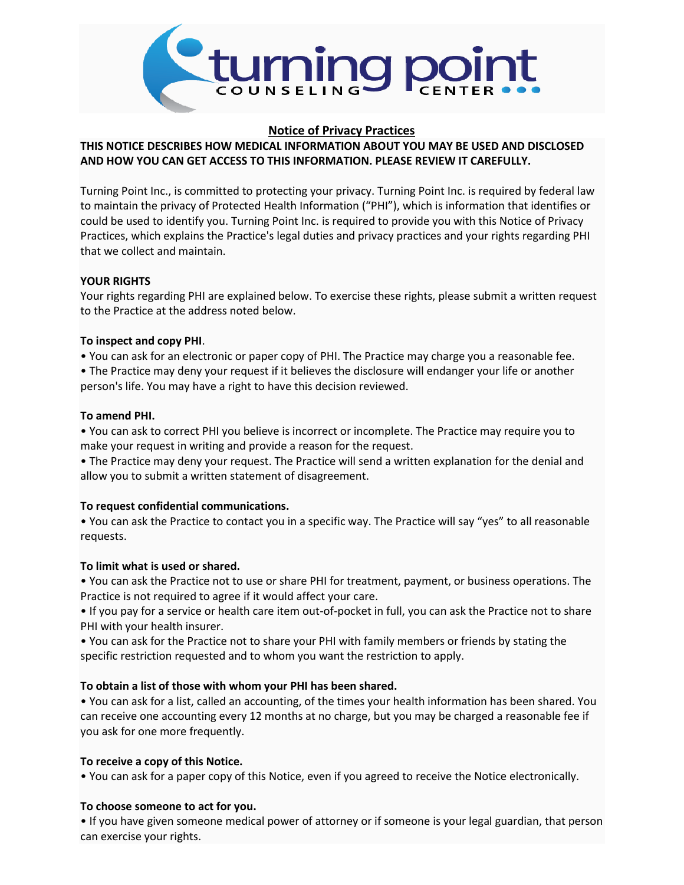# Notice of Privacy Practices

**THIS NOTICE DESCRIBES HOW MEDICAL INFORMATION ABOUT YOU MAY BE USED AND DISCLOSED AND HOW YOU CAN GET ACCESS TO THIS INFORMATION. PLEASE REVIEW IT CAREFULLY.**

Turning Point Inc., is committed to protecting your privacy. Turning Point Inc. is required by federal law to maintain the privacy of Protected Health Information ("PHI"), which is information that identifies or could be used to identify you. Turning Point Inc. is required to provide you with this Notice of Privacy Practices, which explains the Practice's legal duties and privacy practices and your rights regarding PHI that we collect and maintain.

## YOUR RIGHTS

Your rights regarding PHI are explained below. To exercise these rights, please submit a written request to the Practice at the address noted below.

### To inspect and copy PHI.

- You can ask for an electronic or paper copy of PHI. The Practice may charge you a reasonable fee.
- The Practice may deny your request if it believes the disclosure will endanger your life or another person's life. You may have a right to have this decision reviewed.

### To amend PHI.

- You can ask to correct PHI you believe is incorrect or incomplete. The Practice may require you to make your request in writing and provide a reason for the request.
- The Practice may deny your request. The Practice will send a written explanation for the denial and allow you to submit a written statement of disagreement.

### To request confidential communications.

- You can ask the Practice to contact you in a specific way. The Practice will say "yes" to all reasonable requests.

### To limit what is used or shared.

- You can ask the Practice not to use or share PHI for treatment, payment, or business operations. The Practice is not required to agree if it would affect your care.
- If you pay for a service or health care item out-of-pocket in full, you can ask the Practice not to share PHI with your health insurer.
- You can ask for the Practice not to share your PHI with family members or friends by stating the specific restriction requested and to whom you want the restriction to apply.

### To obtain a list of those with whom your PHI has been shared.

- You can ask for a list, called an accounting, of the times your health information has been shared. You can receive one accounting every 12 months at no charge, but you may be charged a reasonable fee if you ask for one more frequently.

### To receive a copy of this Notice.

- You can ask for a paper copy of this Notice, even if you agreed to receive the Notice electronically.

### To choose someone to act for you.

- If you have given someone medical power of attorney or if someone is your legal guardian, that person can exercise your rights.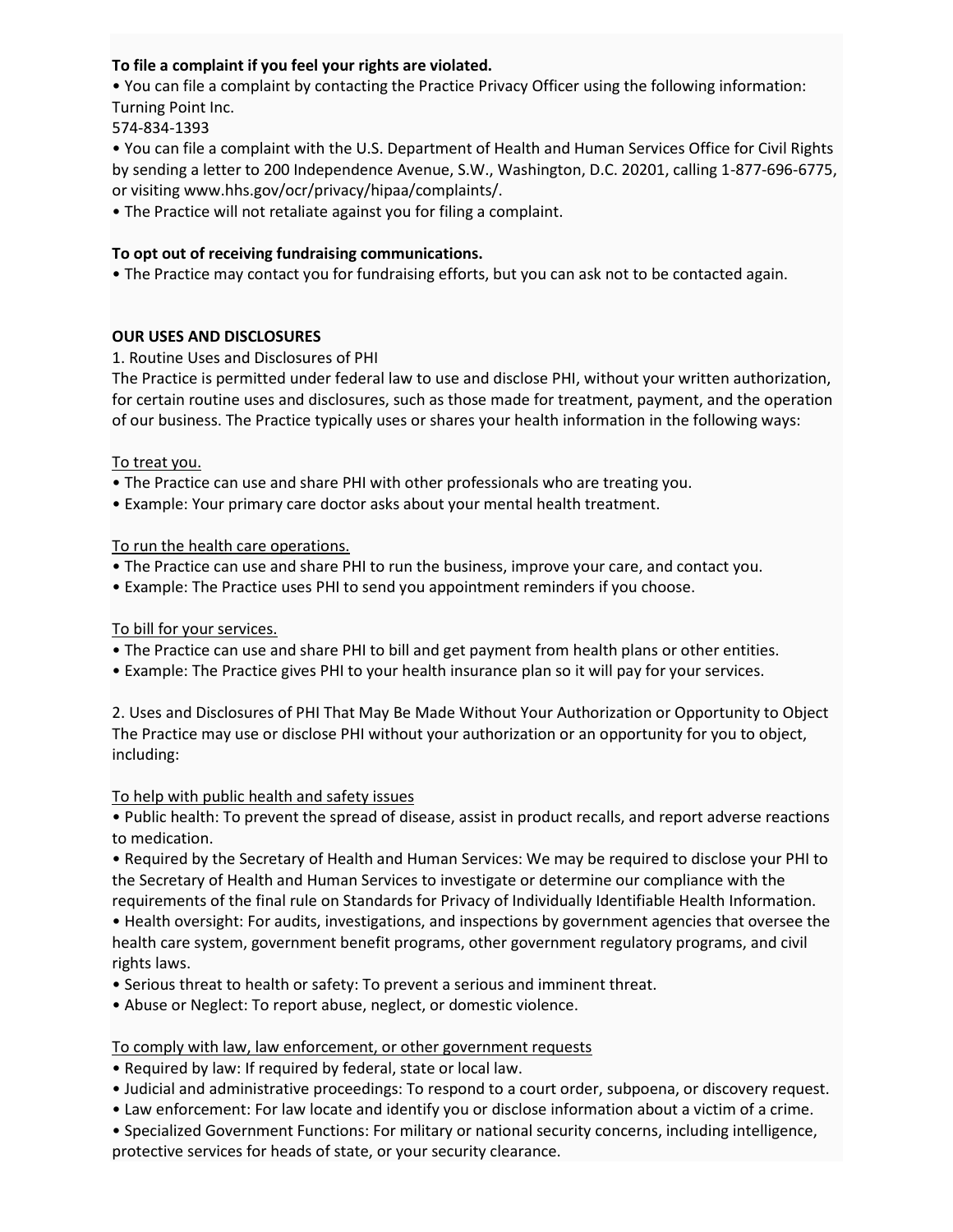**To file a complaint if you feel your rights are violated.**

- You can file a complaint by contacting the Practice Privacy Officer using the following information:
Turning Point Inc.
574-834-1393
- You can file a complaint with the U.S. Department of Health and Human Services Office for Civil Rights by sending a letter to 200 Independence Avenue, S.W., Washington, D.C. 20201, calling 1-877-696-6775, or visiting www.hhs.gov/ocr/privacy/hipaa/complaints/.
- The Practice will not retaliate against you for filing a complaint.

**To opt out of receiving fundraising communications.**

- The Practice may contact you for fundraising efforts, but you can ask not to be contacted again.

**OUR USES AND DISCLOSURES**

1. Routine Uses and Disclosures of PHI

The Practice is permitted under federal law to use and disclose PHI, without your written authorization, for certain routine uses and disclosures, such as those made for treatment, payment, and the operation of our business. The Practice typically uses or shares your health information in the following ways:

<u>To treat you.</u>

- The Practice can use and share PHI with other professionals who are treating you.
- Example: Your primary care doctor asks about your mental health treatment.

<u>To run the health care operations.</u>

- The Practice can use and share PHI to run the business, improve your care, and contact you.
- Example: The Practice uses PHI to send you appointment reminders if you choose.

<u>To bill for your services.</u>

- The Practice can use and share PHI to bill and get payment from health plans or other entities.
- Example: The Practice gives PHI to your health insurance plan so it will pay for your services.

2. Uses and Disclosures of PHI That May Be Made Without Your Authorization or Opportunity to Object

The Practice may use or disclose PHI without your authorization or an opportunity for you to object, including:

<u>To help with public health and safety issues</u>

- Public health: To prevent the spread of disease, assist in product recalls, and report adverse reactions to medication.
- Required by the Secretary of Health and Human Services: We may be required to disclose your PHI to the Secretary of Health and Human Services to investigate or determine our compliance with the requirements of the final rule on Standards for Privacy of Individually Identifiable Health Information.
- Health oversight: For audits, investigations, and inspections by government agencies that oversee the health care system, government benefit programs, other government regulatory programs, and civil rights laws.
- Serious threat to health or safety: To prevent a serious and imminent threat.
- Abuse or Neglect: To report abuse, neglect, or domestic violence.

<u>To comply with law, law enforcement, or other government requests</u>

- Required by law: If required by federal, state or local law.
- Judicial and administrative proceedings: To respond to a court order, subpoena, or discovery request.
- Law enforcement: For law locate and identify you or disclose information about a victim of a crime.
- Specialized Government Functions: For military or national security concerns, including intelligence, protective services for heads of state, or your security clearance.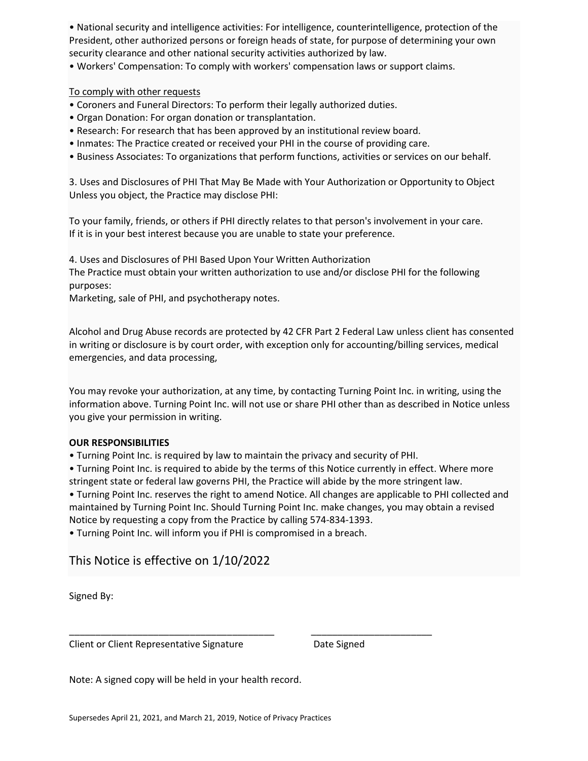- National security and intelligence activities: For intelligence, counterintelligence, protection of the President, other authorized persons or foreign heads of state, for purpose of determining your own security clearance and other national security activities authorized by law.
- Workers' Compensation: To comply with workers' compensation laws or support claims.

To comply with other requests

- Coroners and Funeral Directors: To perform their legally authorized duties.
- Organ Donation: For organ donation or transplantation.
- Research: For research that has been approved by an institutional review board.
- Inmates: The Practice created or received your PHI in the course of providing care.
- Business Associates: To organizations that perform functions, activities or services on our behalf.

3. Uses and Disclosures of PHI That May Be Made with Your Authorization or Opportunity to Object
Unless you object, the Practice may disclose PHI:

To your family, friends, or others if PHI directly relates to that person's involvement in your care.
If it is in your best interest because you are unable to state your preference.

4. Uses and Disclosures of PHI Based Upon Your Written Authorization
The Practice must obtain your written authorization to use and/or disclose PHI for the following purposes:
Marketing, sale of PHI, and psychotherapy notes.

Alcohol and Drug Abuse records are protected by 42 CFR Part 2 Federal Law unless client has consented in writing or disclosure is by court order, with exception only for accounting/billing services, medical emergencies, and data processing,

You may revoke your authorization, at any time, by contacting Turning Point Inc. in writing, using the information above. Turning Point Inc. will not use or share PHI other than as described in Notice unless you give your permission in writing.

**OUR RESPONSIBILITIES**

- Turning Point Inc. is required by law to maintain the privacy and security of PHI.
- Turning Point Inc. is required to abide by the terms of this Notice currently in effect. Where more stringent state or federal law governs PHI, the Practice will abide by the more stringent law.
- Turning Point Inc. reserves the right to amend Notice. All changes are applicable to PHI collected and maintained by Turning Point Inc. Should Turning Point Inc. make changes, you may obtain a revised Notice by requesting a copy from the Practice by calling 574-834-1393.
- Turning Point Inc. will inform you if PHI is compromised in a breach.

## This Notice is effective on 1/10/2022

Signed By:

\_\_\_\_\_\_\_\_\_\_\_\_\_\_\_\_\_\_\_\_\_\_\_\_\_\_\_\_\_\_\_\_\_\_\_\_\_\_\_ \_\_\_\_\_\_\_\_\_\_\_\_\_\_\_\_\_\_\_\_\_\_\_

Client or Client Representative Signature Date Signed

Note: A signed copy will be held in your health record.

Supersedes April 21, 2021, and March 21, 2019, Notice of Privacy Practices